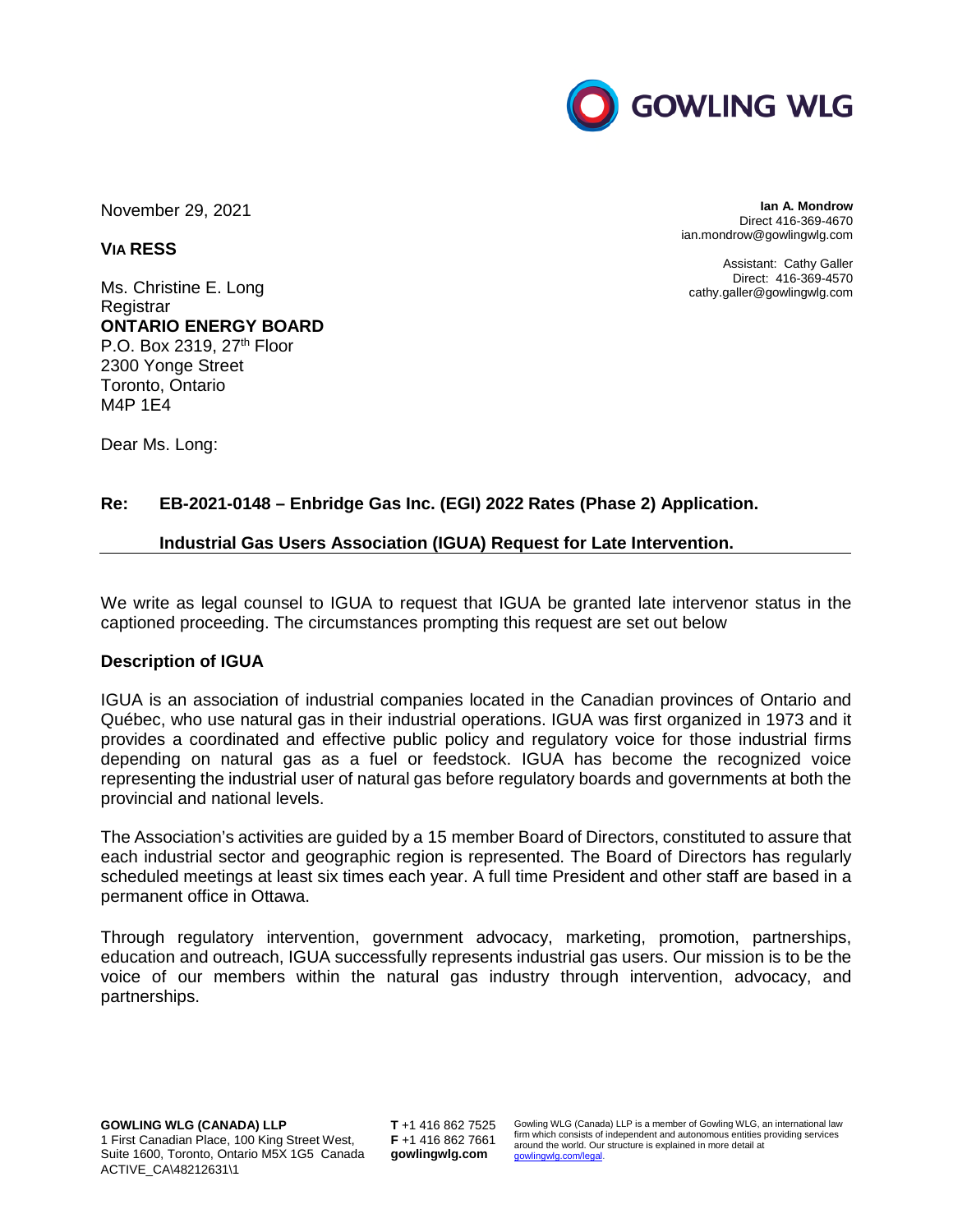GOWLING WLG

November 29, 2021

**Ian A. Mondrow**
Direct 416-369-4670
ian.mondrow@gowlingwlg.com

Assistant: Cathy Galler
Direct: 416-369-4570
cathy.galler@gowlingwlg.com

**VIA RESS**

Ms. Christine E. Long
Registrar
**ONTARIO ENERGY BOARD**
P.O. Box 2319, 27th Floor
2300 Yonge Street
Toronto, Ontario
M4P 1E4

Dear Ms. Long:

**Re: EB-2021-0148 – Enbridge Gas Inc. (EGI) 2022 Rates (Phase 2) Application.**

**Industrial Gas Users Association (IGUA) Request for Late Intervention.**

We write as legal counsel to IGUA to request that IGUA be granted late intervenor status in the captioned proceeding. The circumstances prompting this request are set out below

**Description of IGUA**

IGUA is an association of industrial companies located in the Canadian provinces of Ontario and Québec, who use natural gas in their industrial operations. IGUA was first organized in 1973 and it provides a coordinated and effective public policy and regulatory voice for those industrial firms depending on natural gas as a fuel or feedstock. IGUA has become the recognized voice representing the industrial user of natural gas before regulatory boards and governments at both the provincial and national levels.

The Association's activities are guided by a 15 member Board of Directors, constituted to assure that each industrial sector and geographic region is represented. The Board of Directors has regularly scheduled meetings at least six times each year. A full time President and other staff are based in a permanent office in Ottawa.

Through regulatory intervention, government advocacy, marketing, promotion, partnerships, education and outreach, IGUA successfully represents industrial gas users. Our mission is to be the voice of our members within the natural gas industry through intervention, advocacy, and partnerships.

**GOWLING WLG (CANADA) LLP**
1 First Canadian Place, 100 King Street West,
Suite 1600, Toronto, Ontario M5X 1G5 Canada
ACTIVE_CA\48212631\1

**T** +1 416 862 7525
**F** +1 416 862 7661
**gowlingwlg.com**

Gowling WLG (Canada) LLP is a member of Gowling WLG, an international law firm which consists of independent and autonomous entities providing services around the world. Our structure is explained in more detail at gowlingwlg.com/legal.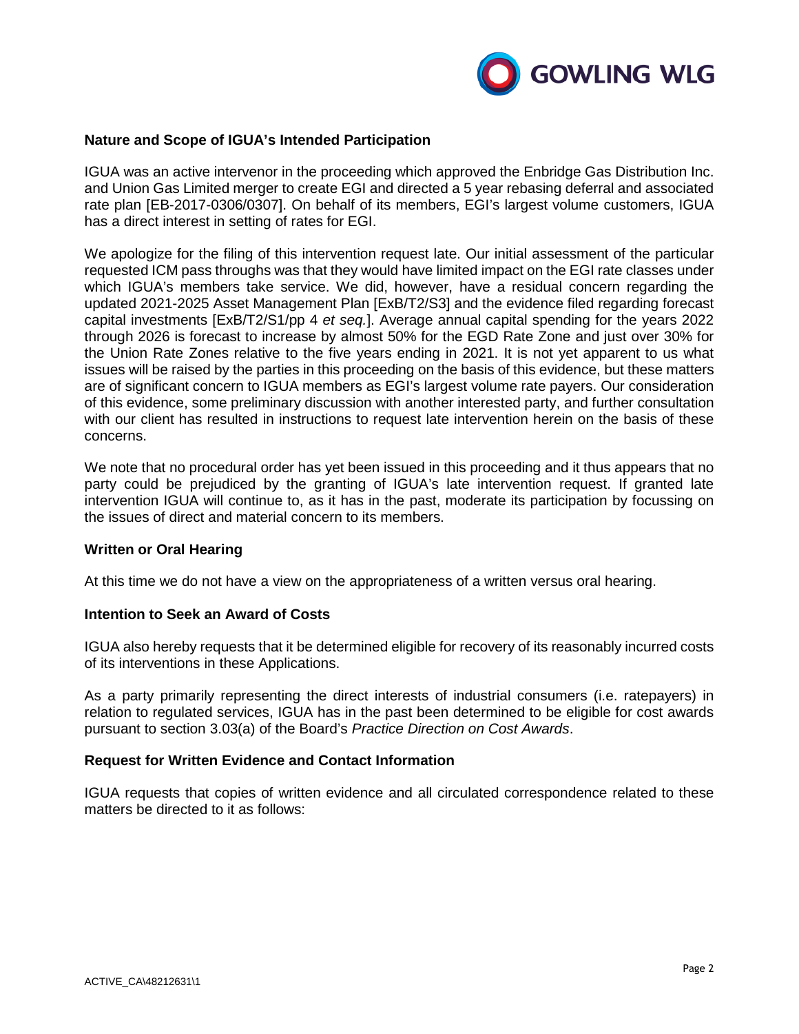**Nature and Scope of IGUA's Intended Participation**

IGUA was an active intervenor in the proceeding which approved the Enbridge Gas Distribution Inc. and Union Gas Limited merger to create EGI and directed a 5 year rebasing deferral and associated rate plan [EB-2017-0306/0307]. On behalf of its members, EGI's largest volume customers, IGUA has a direct interest in setting of rates for EGI.

We apologize for the filing of this intervention request late. Our initial assessment of the particular requested ICM pass throughs was that they would have limited impact on the EGI rate classes under which IGUA's members take service. We did, however, have a residual concern regarding the updated 2021-2025 Asset Management Plan [ExB/T2/S3] and the evidence filed regarding forecast capital investments [ExB/T2/S1/pp 4 *et seq.*]. Average annual capital spending for the years 2022 through 2026 is forecast to increase by almost 50% for the EGD Rate Zone and just over 30% for the Union Rate Zones relative to the five years ending in 2021. It is not yet apparent to us what issues will be raised by the parties in this proceeding on the basis of this evidence, but these matters are of significant concern to IGUA members as EGI's largest volume rate payers. Our consideration of this evidence, some preliminary discussion with another interested party, and further consultation with our client has resulted in instructions to request late intervention herein on the basis of these concerns.

We note that no procedural order has yet been issued in this proceeding and it thus appears that no party could be prejudiced by the granting of IGUA's late intervention request. If granted late intervention IGUA will continue to, as it has in the past, moderate its participation by focussing on the issues of direct and material concern to its members.

**Written or Oral Hearing**

At this time we do not have a view on the appropriateness of a written versus oral hearing.

**Intention to Seek an Award of Costs**

IGUA also hereby requests that it be determined eligible for recovery of its reasonably incurred costs of its interventions in these Applications.

As a party primarily representing the direct interests of industrial consumers (i.e. ratepayers) in relation to regulated services, IGUA has in the past been determined to be eligible for cost awards pursuant to section 3.03(a) of the Board's *Practice Direction on Cost Awards*.

**Request for Written Evidence and Contact Information**

IGUA requests that copies of written evidence and all circulated correspondence related to these matters be directed to it as follows: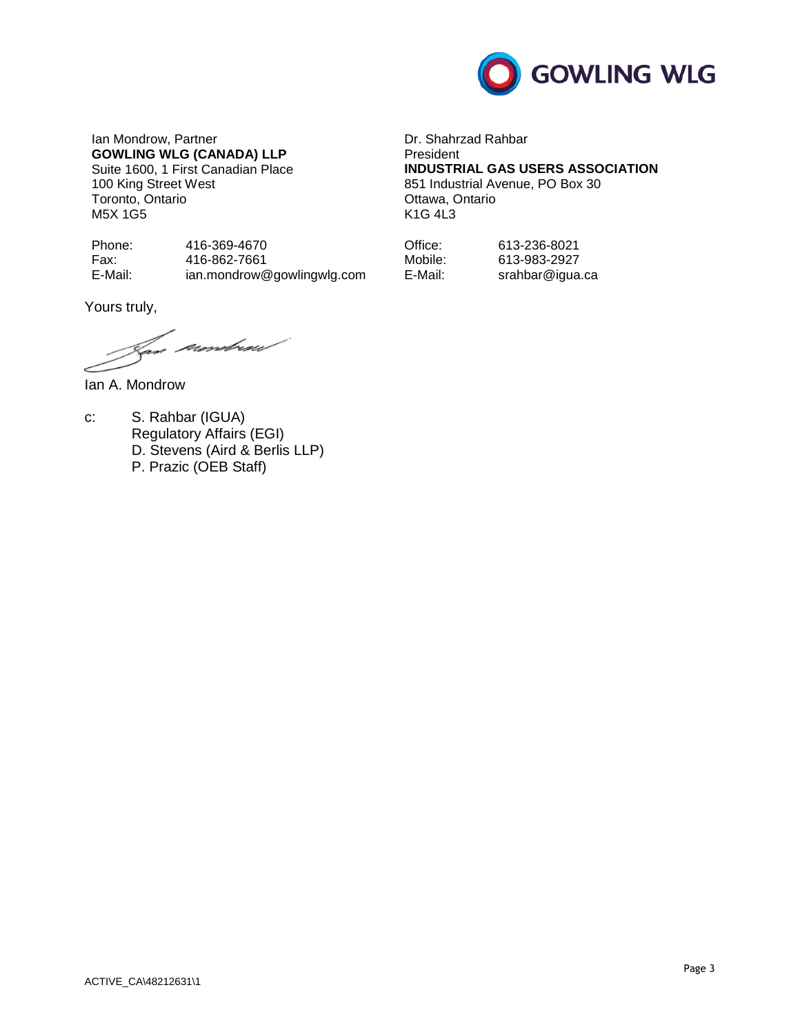Ian Mondrow, Partner
**GOWLING WLG (CANADA) LLP**
Suite 1600, 1 First Canadian Place
100 King Street West
Toronto, Ontario
M5X 1G5

| | |
|---|---|
| Phone: | 416-369-4670 |
| Fax: | 416-862-7661 |
| E-Mail: | ian.mondrow@gowlingwlg.com |

Dr. Shahrzad Rahbar
President
**INDUSTRIAL GAS USERS ASSOCIATION**
851 Industrial Avenue, PO Box 30
Ottawa, Ontario
K1G 4L3

| | |
|---|---|
| Office: | 613-236-8021 |
| Mobile: | 613-983-2927 |
| E-Mail: | srahbar@igua.ca |

Yours truly,

Ian A. Mondrow

c: S. Rahbar (IGUA)
Regulatory Affairs (EGI)
D. Stevens (Aird & Berlis LLP)
P. Prazic (OEB Staff)

ACTIVE_CA\48212631\1